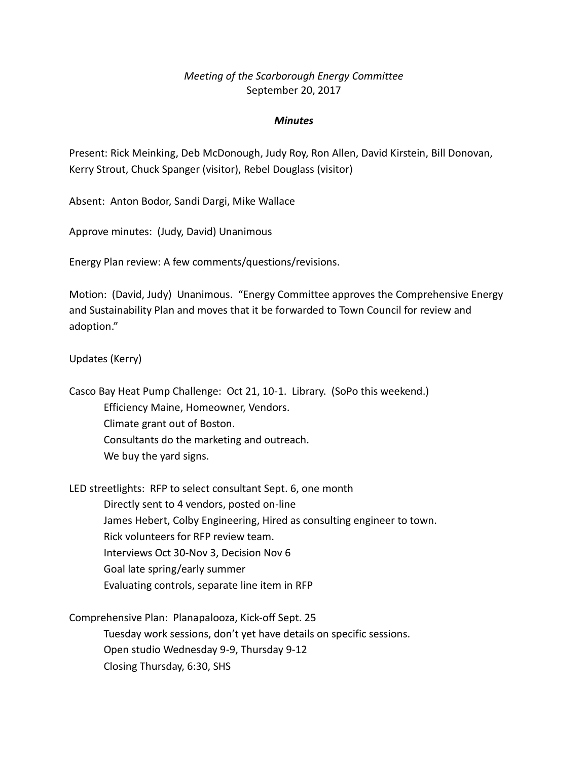*Meeting of the Scarborough Energy Committee*
September 20, 2017

***Minutes***

Present: Rick Meinking, Deb McDonough, Judy Roy, Ron Allen, David Kirstein, Bill Donovan, Kerry Strout, Chuck Spanger (visitor), Rebel Douglass (visitor)

Absent: Anton Bodor, Sandi Dargi, Mike Wallace

Approve minutes: (Judy, David) Unanimous

Energy Plan review: A few comments/questions/revisions.

Motion: (David, Judy) Unanimous. "Energy Committee approves the Comprehensive Energy and Sustainability Plan and moves that it be forwarded to Town Council for review and adoption."

Updates (Kerry)

Casco Bay Heat Pump Challenge: Oct 21, 10-1. Library. (SoPo this weekend.)
- Efficiency Maine, Homeowner, Vendors.
- Climate grant out of Boston.
- Consultants do the marketing and outreach.
- We buy the yard signs.

LED streetlights: RFP to select consultant Sept. 6, one month
- Directly sent to 4 vendors, posted on-line
- James Hebert, Colby Engineering, Hired as consulting engineer to town.
- Rick volunteers for RFP review team.
- Interviews Oct 30-Nov 3, Decision Nov 6
- Goal late spring/early summer
- Evaluating controls, separate line item in RFP

Comprehensive Plan: Planapalooza, Kick-off Sept. 25
- Tuesday work sessions, don't yet have details on specific sessions.
- Open studio Wednesday 9-9, Thursday 9-12
- Closing Thursday, 6:30, SHS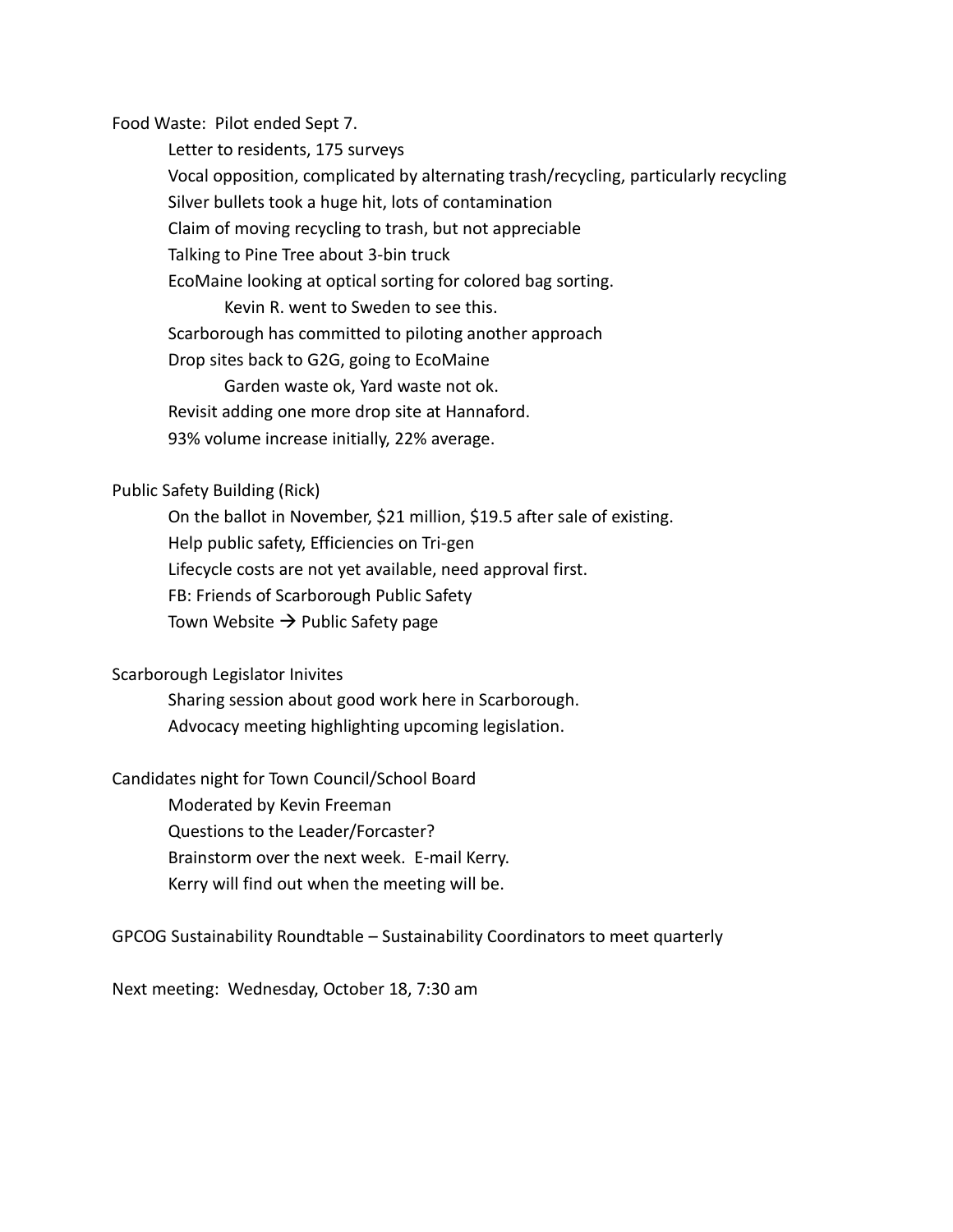Food Waste: Pilot ended Sept 7.

- Letter to residents, 175 surveys
- Vocal opposition, complicated by alternating trash/recycling, particularly recycling
- Silver bullets took a huge hit, lots of contamination
- Claim of moving recycling to trash, but not appreciable
- Talking to Pine Tree about 3-bin truck
- EcoMaine looking at optical sorting for colored bag sorting.
  - Kevin R. went to Sweden to see this.
- Scarborough has committed to piloting another approach
- Drop sites back to G2G, going to EcoMaine
  - Garden waste ok, Yard waste not ok.
- Revisit adding one more drop site at Hannaford.
- 93% volume increase initially, 22% average.

Public Safety Building (Rick)

- On the ballot in November, $21 million, $19.5 after sale of existing.
- Help public safety, Efficiencies on Tri-gen
- Lifecycle costs are not yet available, need approval first.
- FB: Friends of Scarborough Public Safety
- Town Website → Public Safety page

Scarborough Legislator Inivites

- Sharing session about good work here in Scarborough.
- Advocacy meeting highlighting upcoming legislation.

Candidates night for Town Council/School Board

- Moderated by Kevin Freeman
- Questions to the Leader/Forcaster?
- Brainstorm over the next week. E-mail Kerry.
- Kerry will find out when the meeting will be.

GPCOG Sustainability Roundtable – Sustainability Coordinators to meet quarterly

Next meeting: Wednesday, October 18, 7:30 am